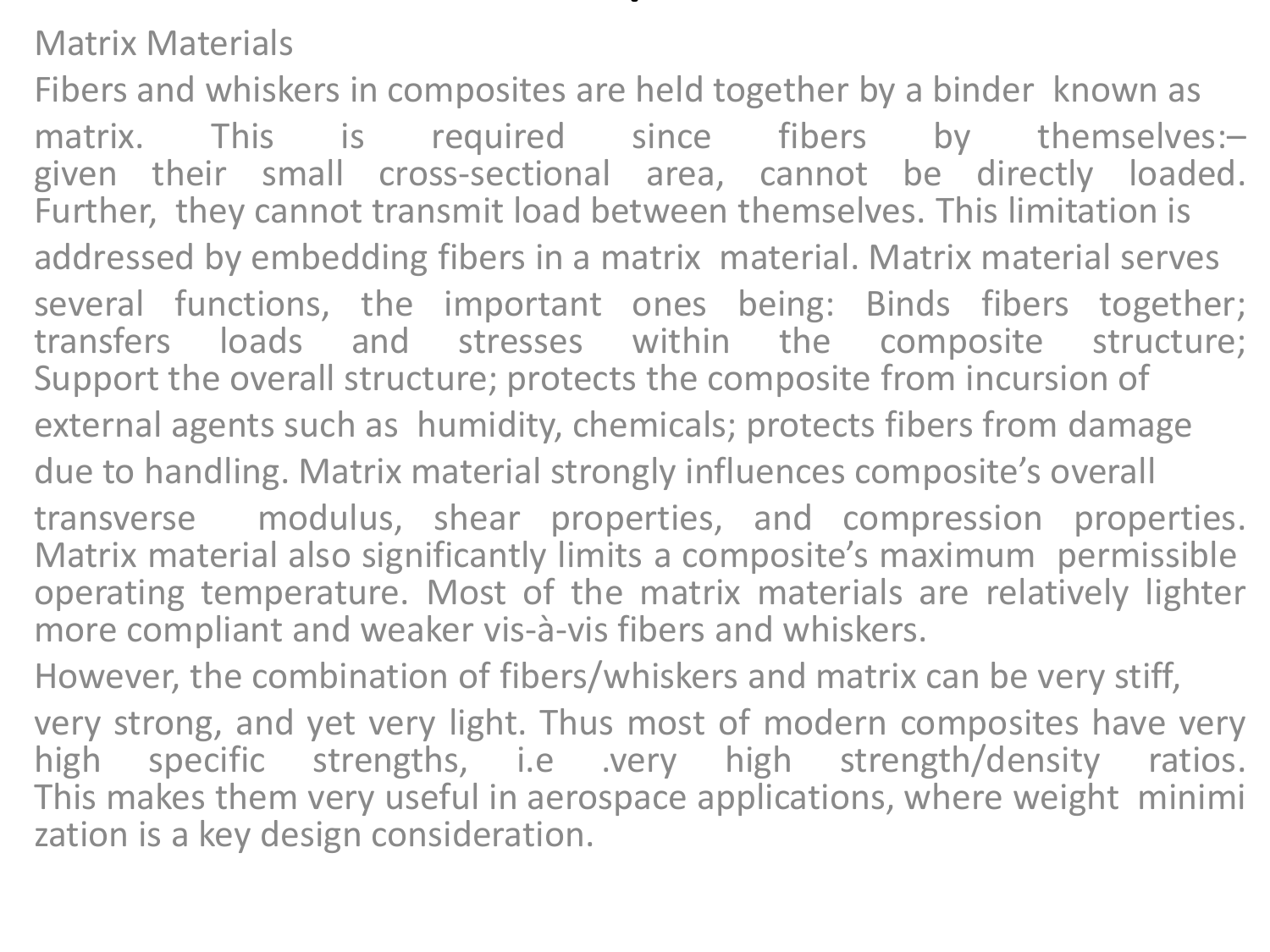## Matrix Materials

Fibers and whiskers in composites are held together by a binder known as matrix. This is required since fibers by themselves:– given their small cross-sectional area, cannot be directly loaded. Further, they cannot transmit load between themselves. This limitation is addressed by embedding fibers in a matrix material. Matrix material serves several functions, the important ones being: Binds fibers together; transfers loads and stresses within the composite structure; Support the overall structure; protects the composite from incursion of external agents such as humidity, chemicals; protects fibers from damage due to handling. Matrix material strongly influences composite's overall transverse modulus, shear properties, and compression properties. Matrix material also significantly limits a composite's maximum permissible operating temperature. Most of the matrix materials are relatively lighter more compliant and weaker vis-à-vis fibers and whiskers.

However, the combination of fibers/whiskers and matrix can be very stiff, very strong, and yet very light. Thus most of modern composites have very high specific strengths, i.e .very high strength/density ratios. This makes them very useful in aerospace applications, where weight minimi zation is a key design consideration.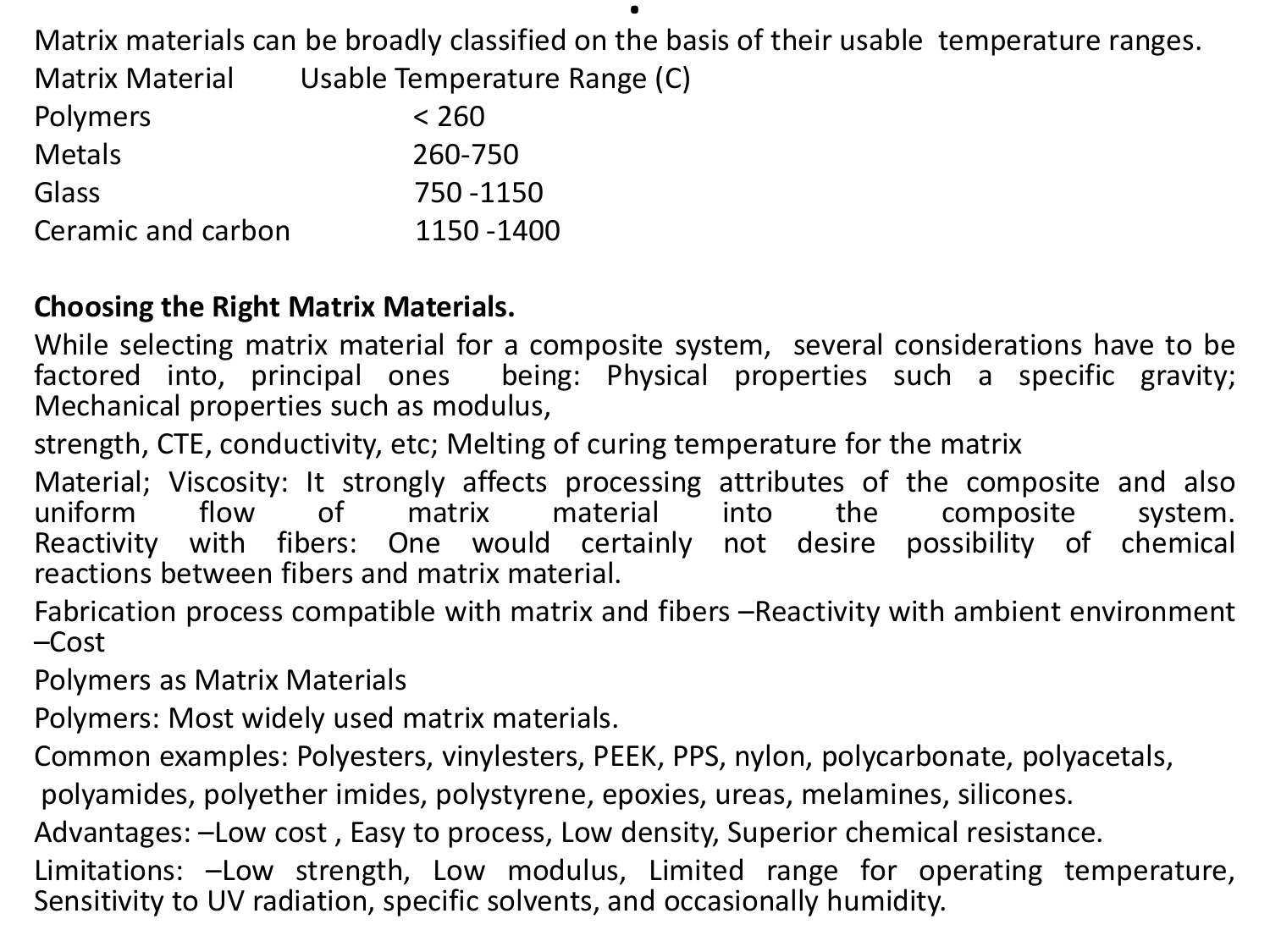Matrix materials can be broadly classified on the basis of their usable temperature ranges.

| Matrix Material | Usable Temperature Range (C) |
|---|---|
| Polymers | < 260 |
| Metals | 260-750 |
| Glass | 750 -1150 |
| Ceramic and carbon | 1150 -1400 |

**Choosing the Right Matrix Materials.**

While selecting matrix material for a composite system, several considerations have to be factored into, principal ones being: Physical properties such a specific gravity; Mechanical properties such as modulus,

strength, CTE, conductivity, etc; Melting of curing temperature for the matrix

Material; Viscosity: It strongly affects processing attributes of the composite and also uniform flow of matrix material into the composite system. Reactivity with fibers: One would certainly not desire possibility of chemical reactions between fibers and matrix material.

Fabrication process compatible with matrix and fibers –Reactivity with ambient environment –Cost

Polymers as Matrix Materials

Polymers: Most widely used matrix materials.

Common examples: Polyesters, vinylesters, PEEK, PPS, nylon, polycarbonate, polyacetals, polyamides, polyether imides, polystyrene, epoxies, ureas, melamines, silicones.

Advantages: –Low cost , Easy to process, Low density, Superior chemical resistance.

Limitations: –Low strength, Low modulus, Limited range for operating temperature, Sensitivity to UV radiation, specific solvents, and occasionally humidity.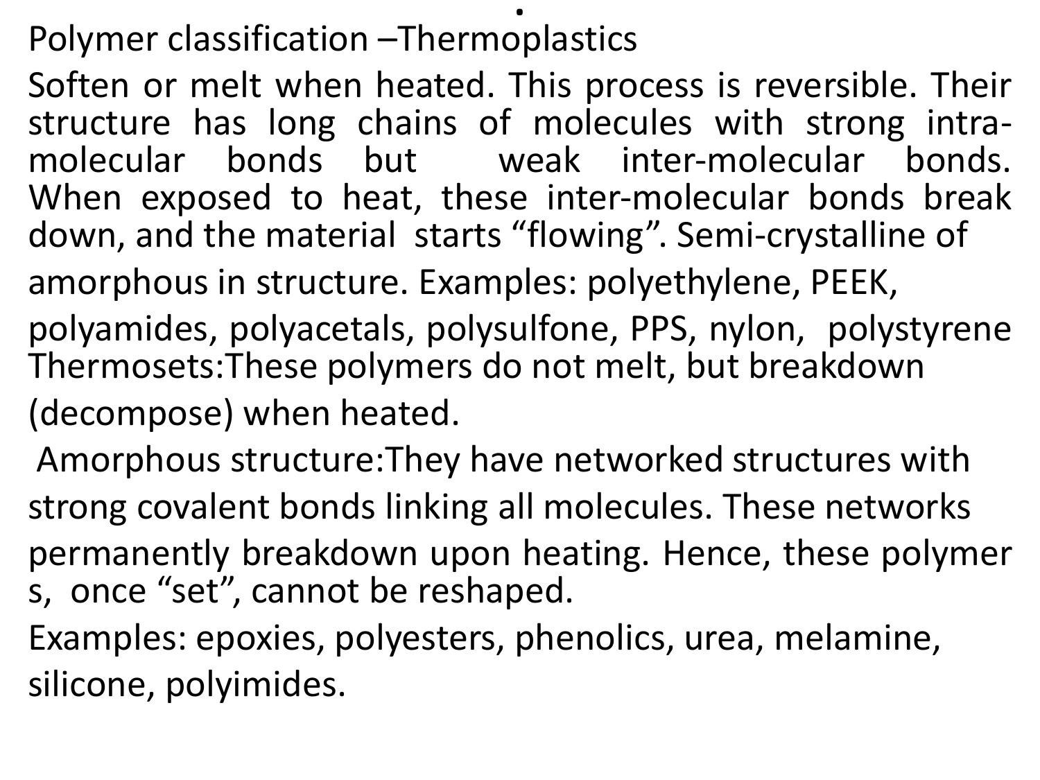Polymer classification –Thermoplastics

Soften or melt when heated. This process is reversible. Their structure has long chains of molecules with strong intra-molecular bonds but weak inter-molecular bonds. When exposed to heat, these inter-molecular bonds break down, and the material starts "flowing". Semi-crystalline of amorphous in structure. Examples: polyethylene, PEEK, polyamides, polyacetals, polysulfone, PPS, nylon, polystyrene

Thermosets:These polymers do not melt, but breakdown (decompose) when heated.

Amorphous structure:They have networked structures with strong covalent bonds linking all molecules. These networks permanently breakdown upon heating. Hence, these polymer s, once "set", cannot be reshaped.

Examples: epoxies, polyesters, phenolics, urea, melamine, silicone, polyimides.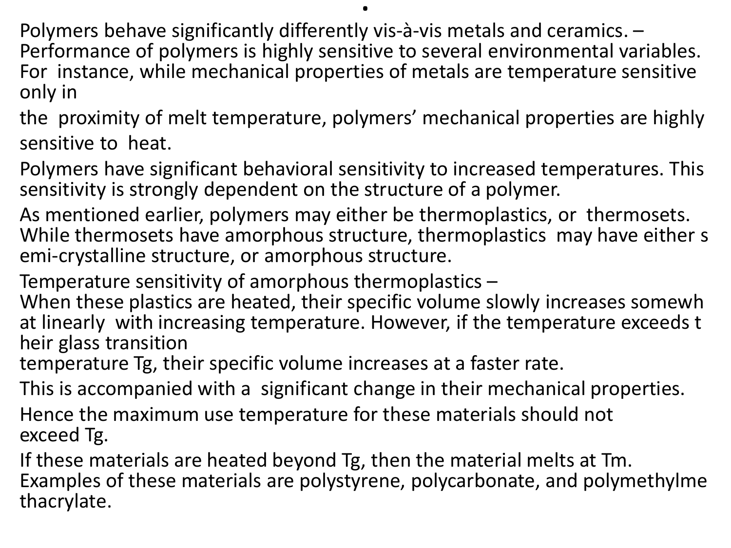Polymers behave significantly differently vis-à-vis metals and ceramics. – Performance of polymers is highly sensitive to several environmental variables. For instance, while mechanical properties of metals are temperature sensitive only in the proximity of melt temperature, polymers' mechanical properties are highly sensitive to heat.

Polymers have significant behavioral sensitivity to increased temperatures. This sensitivity is strongly dependent on the structure of a polymer.

As mentioned earlier, polymers may either be thermoplastics, or thermosets. While thermosets have amorphous structure, thermoplastics may have either semi-crystalline structure, or amorphous structure.

Temperature sensitivity of amorphous thermoplastics –
When these plastics are heated, their specific volume slowly increases somewhat linearly with increasing temperature. However, if the temperature exceeds their glass transition temperature $T_g$, their specific volume increases at a faster rate.

This is accompanied with a significant change in their mechanical properties.

Hence the maximum use temperature for these materials should not exceed $T_g$.

If these materials are heated beyond $T_g$, then the material melts at $T_m$. Examples of these materials are polystyrene, polycarbonate, and polymethylmethacrylate.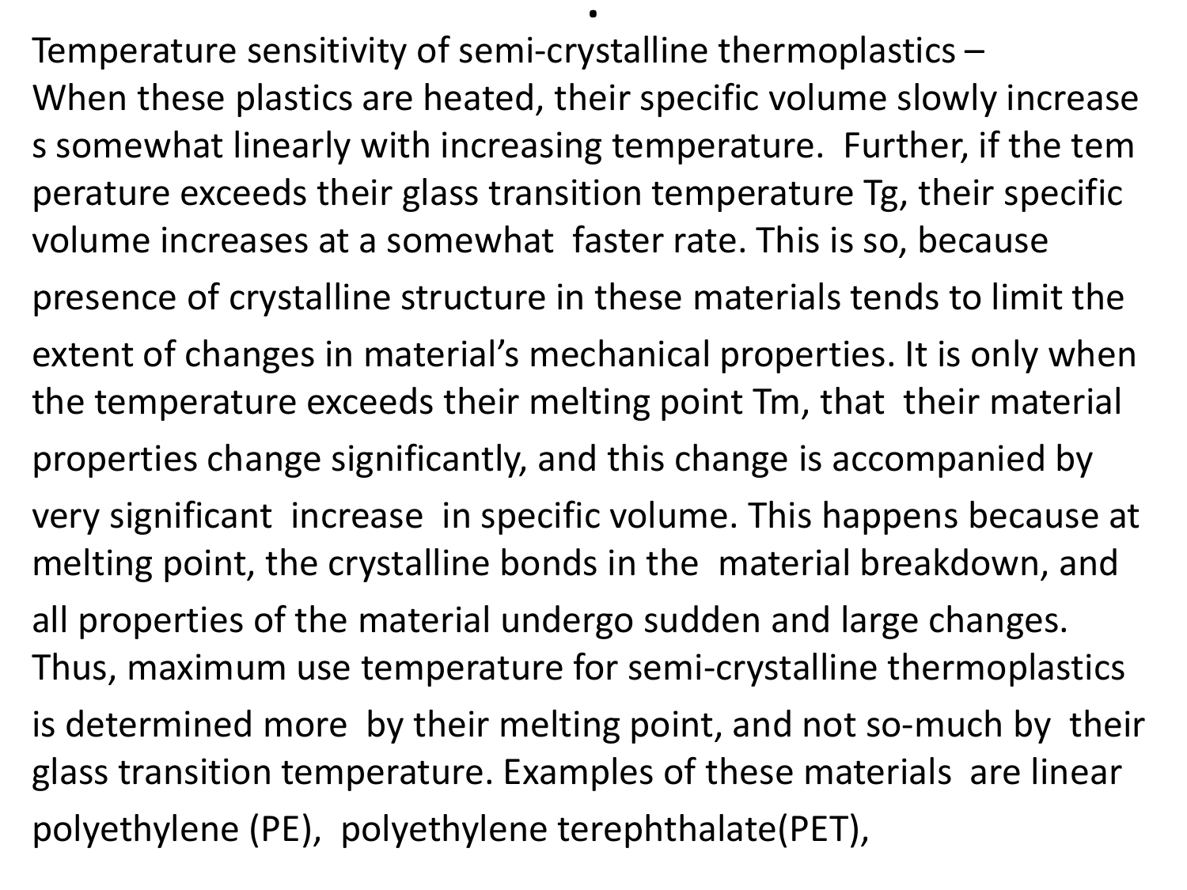Temperature sensitivity of semi-crystalline thermoplastics – When these plastics are heated, their specific volume slowly increases somewhat linearly with increasing temperature. Further, if the temperature exceeds their glass transition temperature Tg, their specific volume increases at a somewhat faster rate. This is so, because presence of crystalline structure in these materials tends to limit the extent of changes in material's mechanical properties. It is only when the temperature exceeds their melting point Tm, that their material properties change significantly, and this change is accompanied by very significant increase in specific volume. This happens because at melting point, the crystalline bonds in the material breakdown, and all properties of the material undergo sudden and large changes. Thus, maximum use temperature for semi-crystalline thermoplastics is determined more by their melting point, and not so-much by their glass transition temperature. Examples of these materials are linear polyethylene (PE), polyethylene terephthalate(PET),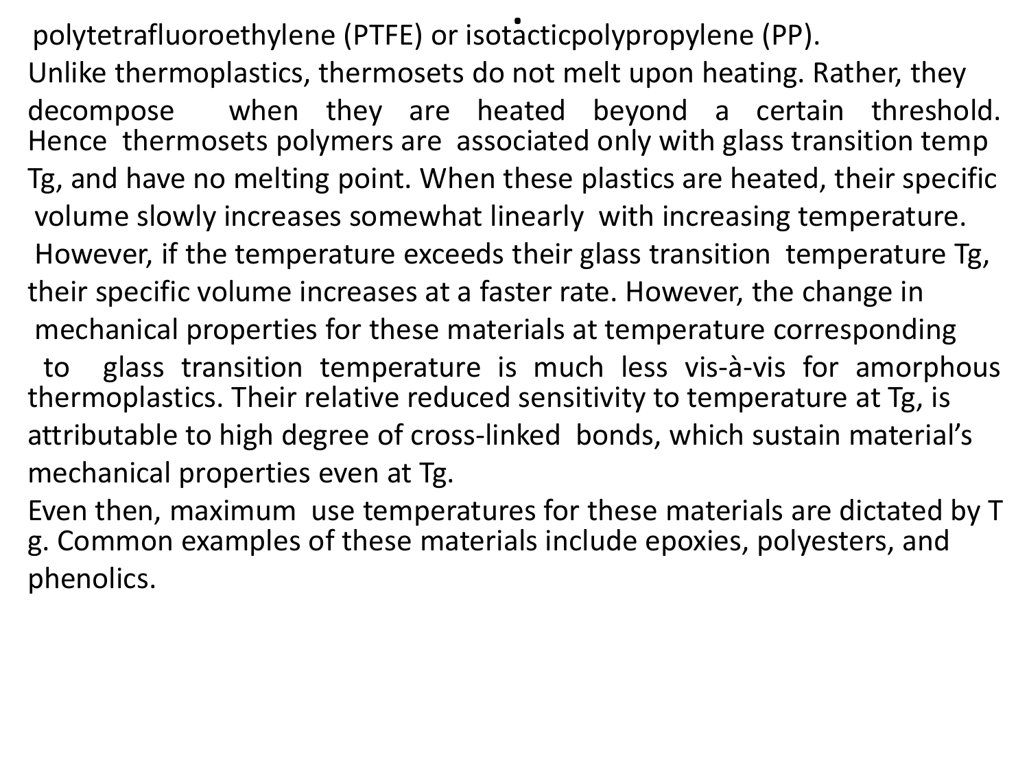polytetrafluoroethylene (PTFE) or isotacticpolypropylene (PP).

Unlike thermoplastics, thermosets do not melt upon heating. Rather, they decompose when they are heated beyond a certain threshold. Hence thermosets polymers are associated only with glass transition temp Tg, and have no melting point. When these plastics are heated, their specific volume slowly increases somewhat linearly with increasing temperature. However, if the temperature exceeds their glass transition temperature Tg, their specific volume increases at a faster rate. However, the change in mechanical properties for these materials at temperature corresponding to glass transition temperature is much less vis-à-vis for amorphous thermoplastics. Their relative reduced sensitivity to temperature at Tg, is attributable to high degree of cross-linked bonds, which sustain material's mechanical properties even at Tg.

Even then, maximum use temperatures for these materials are dictated by Tg. Common examples of these materials include epoxies, polyesters, and phenolics.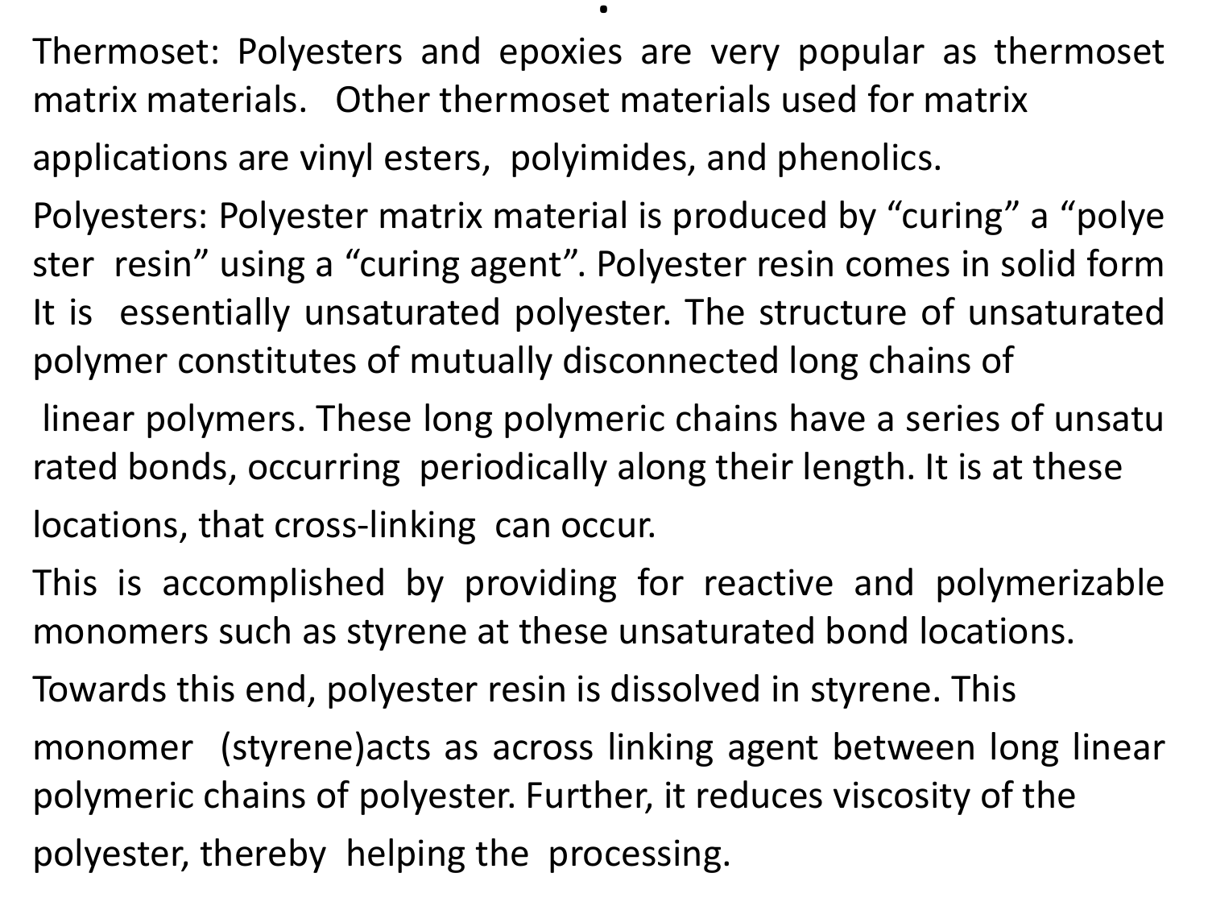Thermoset: Polyesters and epoxies are very popular as thermoset matrix materials. Other thermoset materials used for matrix applications are vinyl esters, polyimides, and phenolics.

Polyesters: Polyester matrix material is produced by "curing" a "polyester resin" using a "curing agent". Polyester resin comes in solid form It is essentially unsaturated polyester. The structure of unsaturated polymer constitutes of mutually disconnected long chains of linear polymers. These long polymeric chains have a series of unsaturated bonds, occurring periodically along their length. It is at these locations, that cross-linking can occur.

This is accomplished by providing for reactive and polymerizable monomers such as styrene at these unsaturated bond locations.

Towards this end, polyester resin is dissolved in styrene. This monomer (styrene)acts as across linking agent between long linear polymeric chains of polyester. Further, it reduces viscosity of the polyester, thereby helping the processing.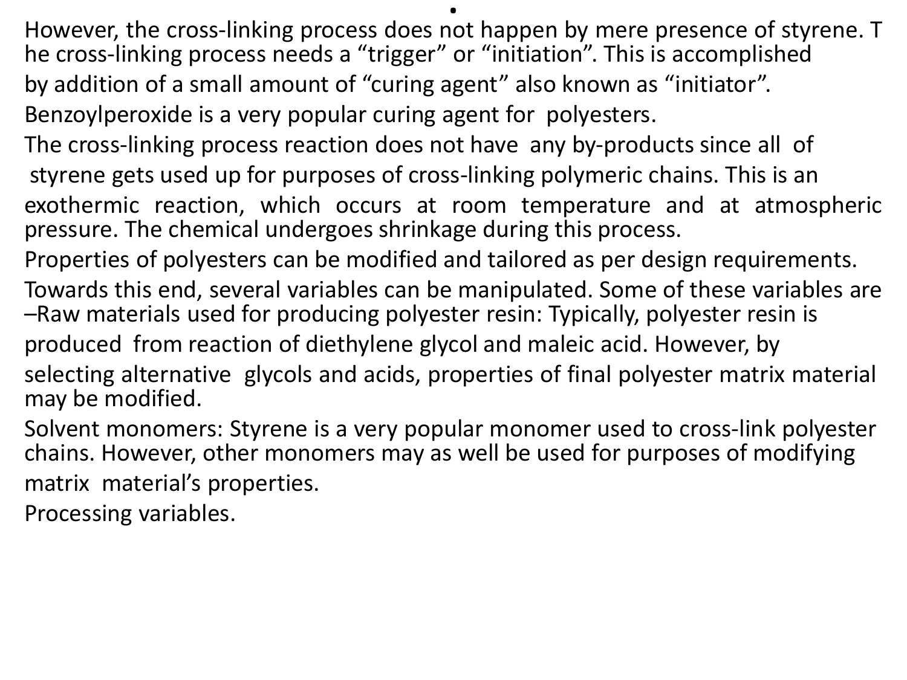However, the cross-linking process does not happen by mere presence of styrene. The cross-linking process needs a “trigger” or “initiation”. This is accomplished by addition of a small amount of “curing agent” also known as “initiator”. Benzoylperoxide is a very popular curing agent for polyesters.

The cross-linking process reaction does not have any by-products since all of styrene gets used up for purposes of cross-linking polymeric chains. This is an exothermic reaction, which occurs at room temperature and at atmospheric pressure. The chemical undergoes shrinkage during this process.

Properties of polyesters can be modified and tailored as per design requirements. Towards this end, several variables can be manipulated. Some of these variables are –Raw materials used for producing polyester resin: Typically, polyester resin is produced from reaction of diethylene glycol and maleic acid. However, by selecting alternative glycols and acids, properties of final polyester matrix material may be modified.

Solvent monomers: Styrene is a very popular monomer used to cross-link polyester chains. However, other monomers may as well be used for purposes of modifying matrix material’s properties.

Processing variables.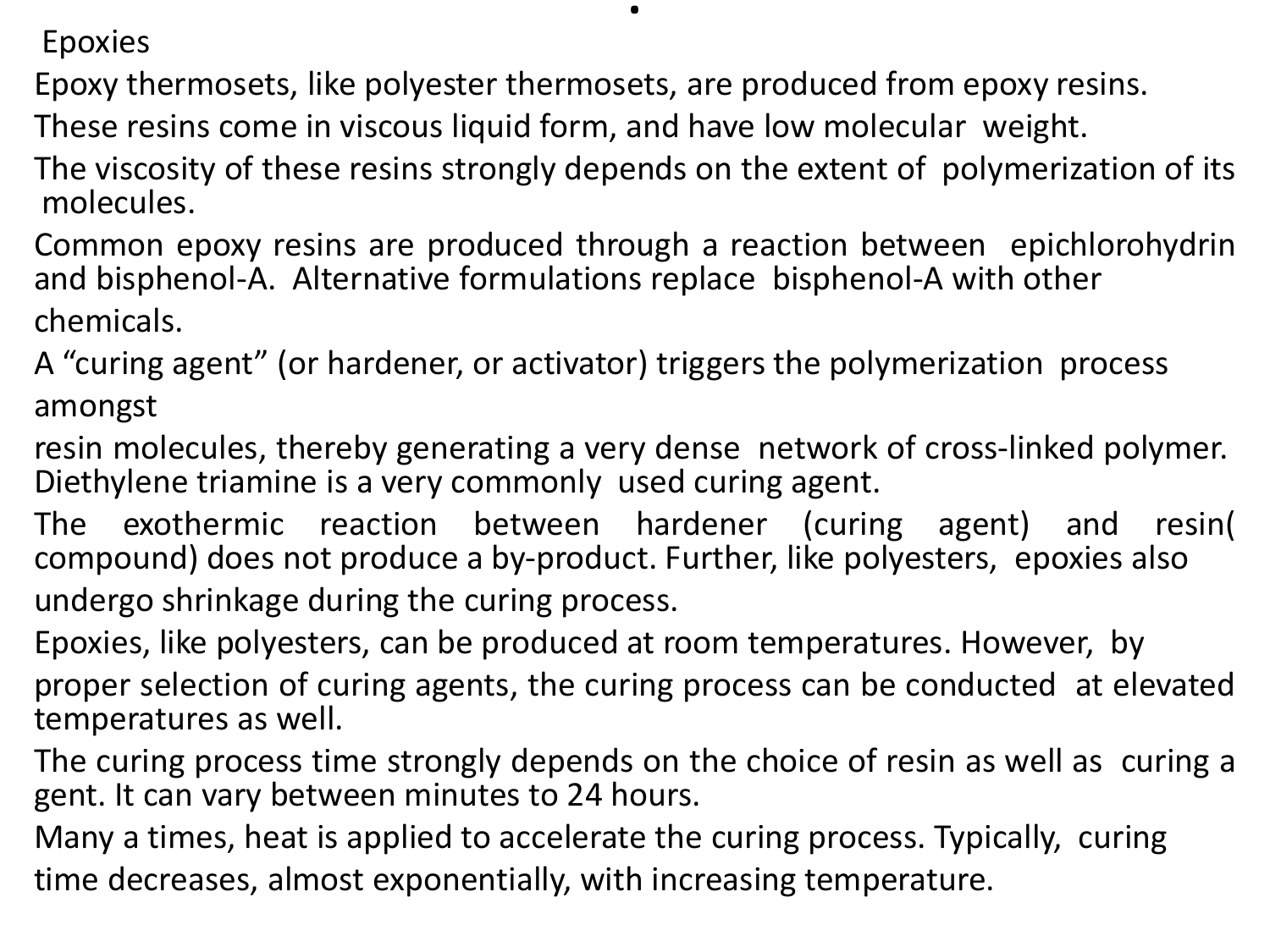## Epoxies

Epoxy thermosets, like polyester thermosets, are produced from epoxy resins.

These resins come in viscous liquid form, and have low molecular weight.

The viscosity of these resins strongly depends on the extent of polymerization of its molecules.

Common epoxy resins are produced through a reaction between epichlorohydrin and bisphenol-A. Alternative formulations replace bisphenol-A with other chemicals.

A "curing agent" (or hardener, or activator) triggers the polymerization process amongst resin molecules, thereby generating a very dense network of cross-linked polymer. Diethylene triamine is a very commonly used curing agent.

The exothermic reaction between hardener (curing agent) and resin( compound) does not produce a by-product. Further, like polyesters, epoxies also undergo shrinkage during the curing process.

Epoxies, like polyesters, can be produced at room temperatures. However, by proper selection of curing agents, the curing process can be conducted at elevated temperatures as well.

The curing process time strongly depends on the choice of resin as well as curing a gent. It can vary between minutes to 24 hours.

Many a times, heat is applied to accelerate the curing process. Typically, curing time decreases, almost exponentially, with increasing temperature.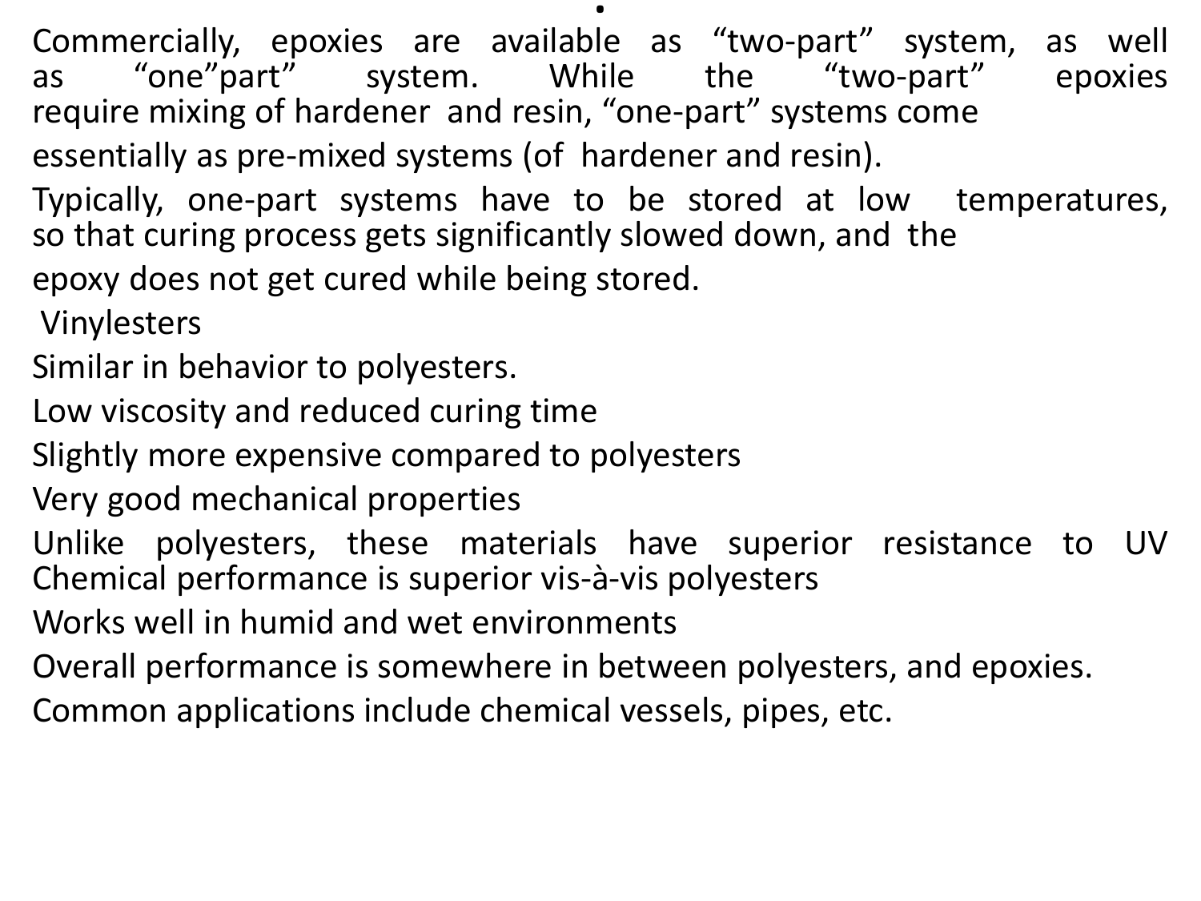Commercially, epoxies are available as “two-part” system, as well as “one”part” system. While the “two-part” epoxies require mixing of hardener and resin, “one-part” systems come essentially as pre-mixed systems (of hardener and resin).

Typically, one-part systems have to be stored at low temperatures, so that curing process gets significantly slowed down, and the epoxy does not get cured while being stored.

## Vinylesters

Similar in behavior to polyesters.

Low viscosity and reduced curing time

Slightly more expensive compared to polyesters

Very good mechanical properties

Unlike polyesters, these materials have superior resistance to UV

Chemical performance is superior vis-à-vis polyesters

Works well in humid and wet environments

Overall performance is somewhere in between polyesters, and epoxies.

Common applications include chemical vessels, pipes, etc.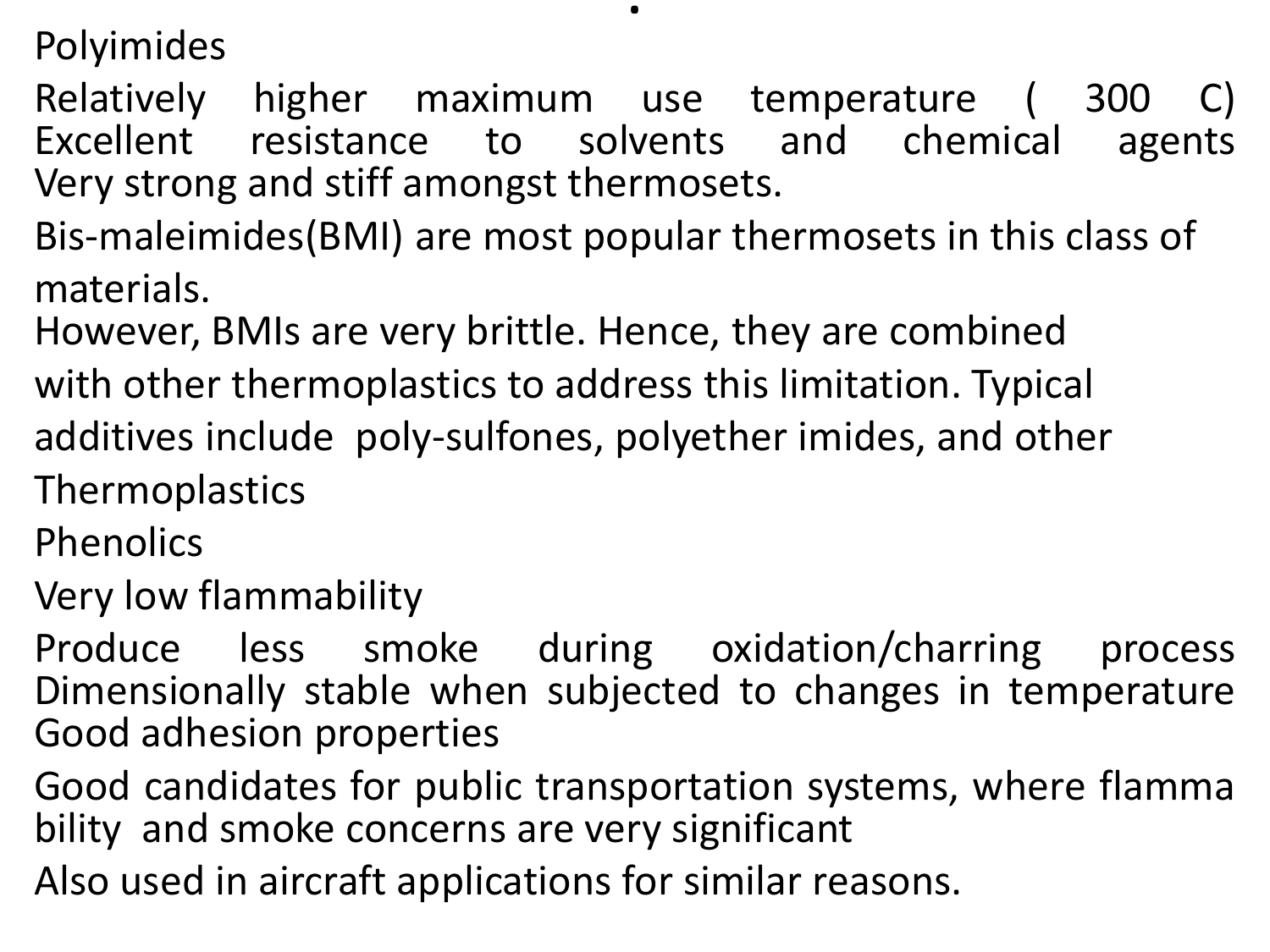Polyimides

Relatively higher maximum use temperature ( 300 C)
Excellent resistance to solvents and chemical agents
Very strong and stiff amongst thermosets.

Bis-maleimides(BMI) are most popular thermosets in this class of materials.
However, BMIs are very brittle. Hence, they are combined with other thermoplastics to address this limitation. Typical additives include poly-sulfones, polyether imides, and other Thermoplastics

Phenolics

Very low flammability

Produce less smoke during oxidation/charring process
Dimensionally stable when subjected to changes in temperature
Good adhesion properties

Good candidates for public transportation systems, where flamma bility and smoke concerns are very significant

Also used in aircraft applications for similar reasons.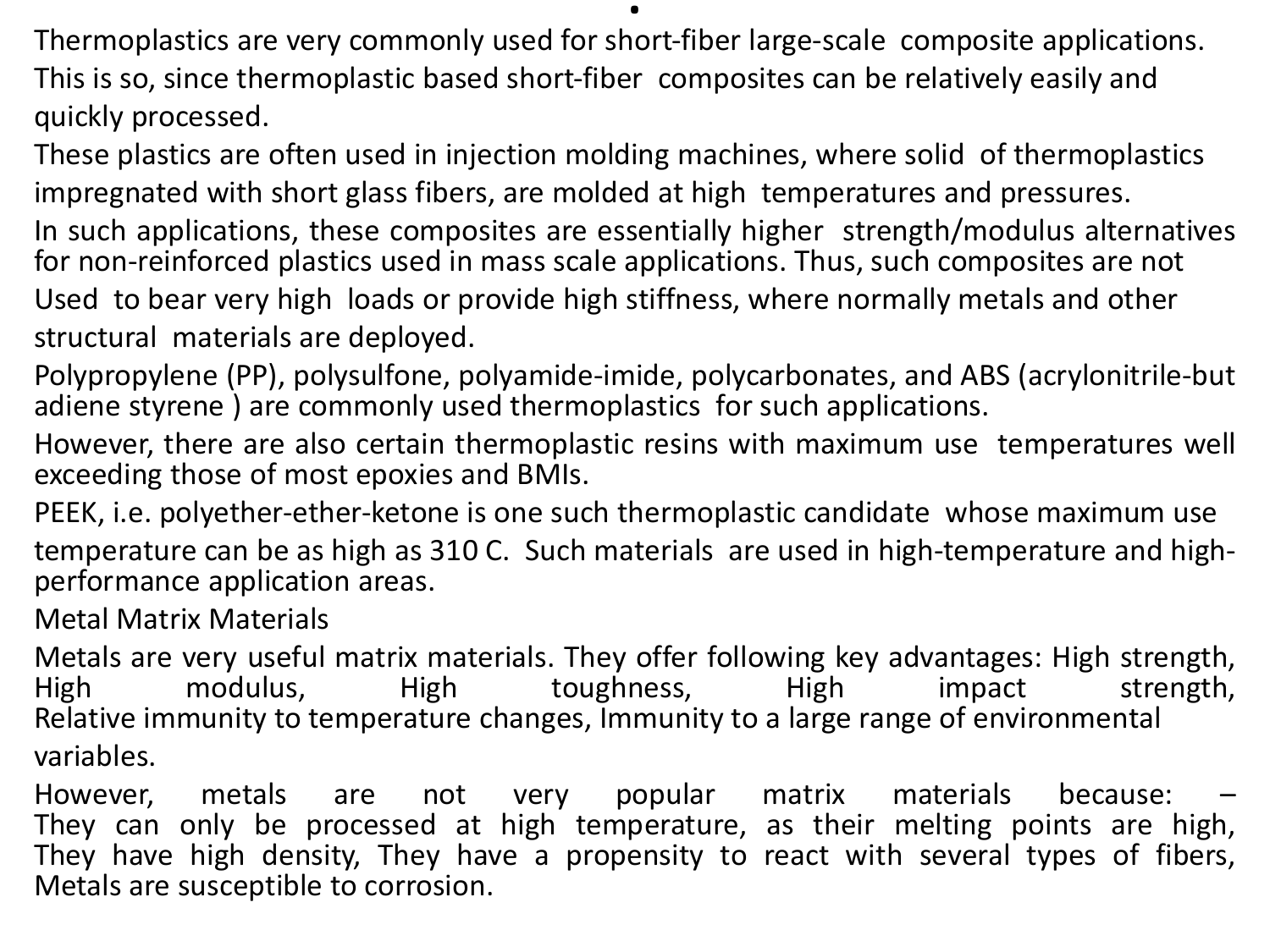Thermoplastics are very commonly used for short-fiber large-scale composite applications. This is so, since thermoplastic based short-fiber composites can be relatively easily and quickly processed.

These plastics are often used in injection molding machines, where solid of thermoplastics impregnated with short glass fibers, are molded at high temperatures and pressures.

In such applications, these composites are essentially higher strength/modulus alternatives for non-reinforced plastics used in mass scale applications. Thus, such composites are not Used to bear very high loads or provide high stiffness, where normally metals and other structural materials are deployed.

Polypropylene (PP), polysulfone, polyamide-imide, polycarbonates, and ABS (acrylonitrile-butadiene styrene ) are commonly used thermoplastics for such applications.

However, there are also certain thermoplastic resins with maximum use temperatures well exceeding those of most epoxies and BMIs.

PEEK, i.e. polyether-ether-ketone is one such thermoplastic candidate whose maximum use temperature can be as high as 310 C. Such materials are used in high-temperature and high-performance application areas.

## Metal Matrix Materials

Metals are very useful matrix materials. They offer following key advantages: High strength, High modulus, High toughness, High impact strength, Relative immunity to temperature changes, Immunity to a large range of environmental variables.

However, metals are not very popular matrix materials because: – They can only be processed at high temperature, as their melting points are high, They have high density, They have a propensity to react with several types of fibers, Metals are susceptible to corrosion.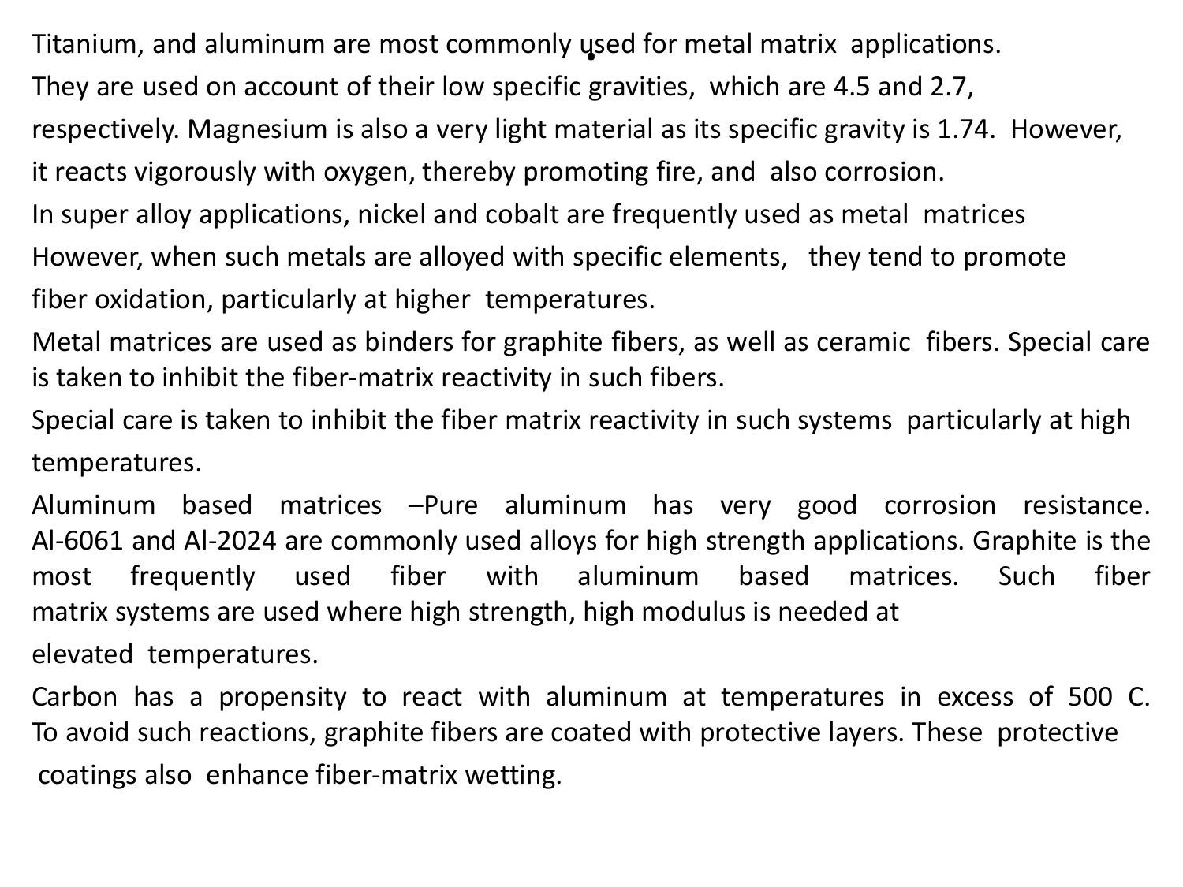Titanium, and aluminum are most commonly used for metal matrix applications.

They are used on account of their low specific gravities, which are 4.5 and 2.7, respectively. Magnesium is also a very light material as its specific gravity is 1.74. However, it reacts vigorously with oxygen, thereby promoting fire, and also corrosion.

In super alloy applications, nickel and cobalt are frequently used as metal matrices However, when such metals are alloyed with specific elements, they tend to promote fiber oxidation, particularly at higher temperatures.

Metal matrices are used as binders for graphite fibers, as well as ceramic fibers. Special care is taken to inhibit the fiber-matrix reactivity in such fibers.

Special care is taken to inhibit the fiber matrix reactivity in such systems particularly at high temperatures.

Aluminum based matrices –Pure aluminum has very good corrosion resistance. Al-6061 and Al-2024 are commonly used alloys for high strength applications. Graphite is the most frequently used fiber with aluminum based matrices. Such fiber matrix systems are used where high strength, high modulus is needed at elevated temperatures.

Carbon has a propensity to react with aluminum at temperatures in excess of 500 C. To avoid such reactions, graphite fibers are coated with protective layers. These protective coatings also enhance fiber-matrix wetting.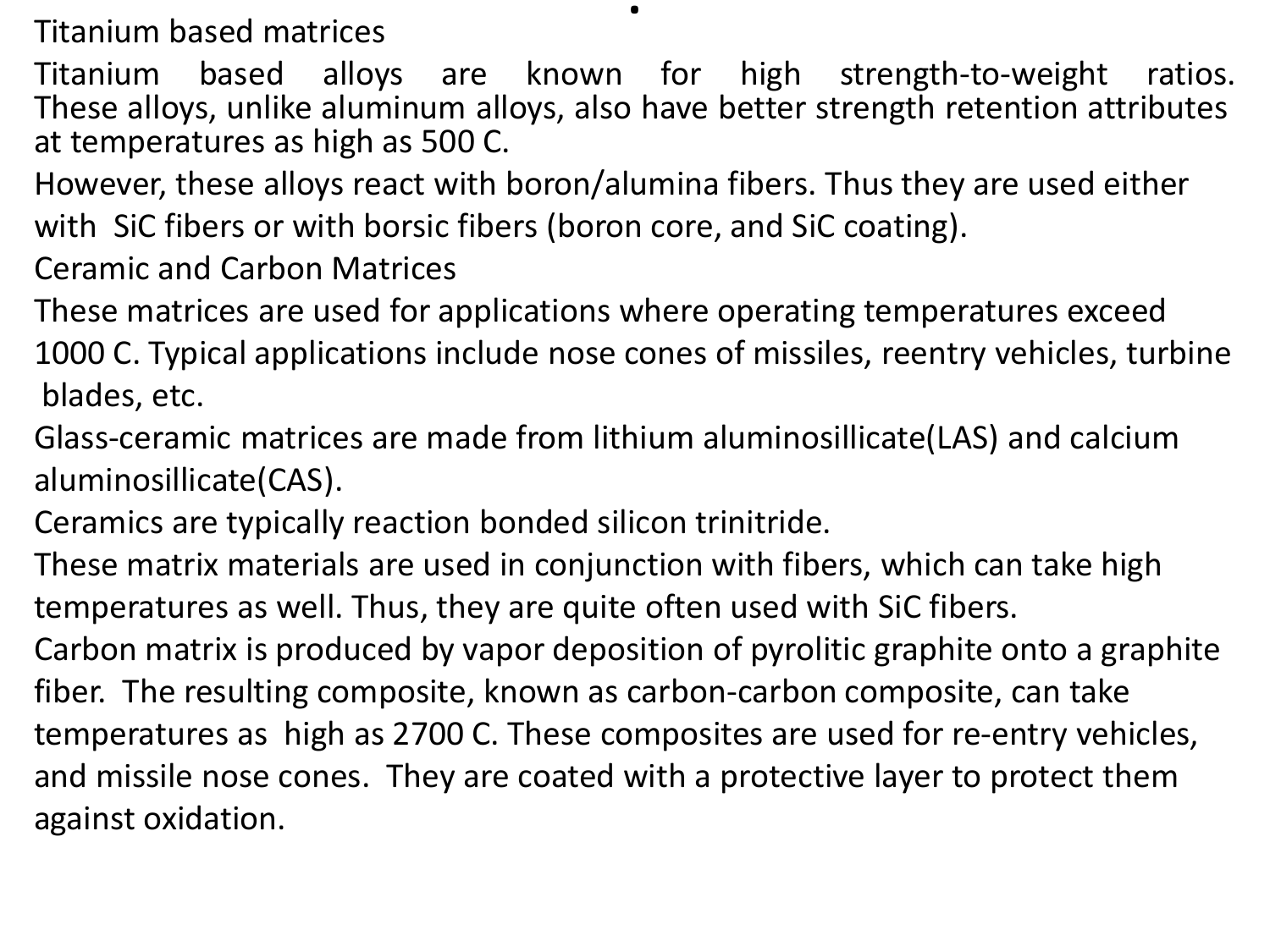## Titanium based matrices

Titanium based alloys are known for high strength-to-weight ratios. These alloys, unlike aluminum alloys, also have better strength retention attributes at temperatures as high as 500 C.

However, these alloys react with boron/alumina fibers. Thus they are used either with SiC fibers or with borsic fibers (boron core, and SiC coating).

## Ceramic and Carbon Matrices

These matrices are used for applications where operating temperatures exceed 1000 C. Typical applications include nose cones of missiles, reentry vehicles, turbine blades, etc.

Glass-ceramic matrices are made from lithium aluminosillicate(LAS) and calcium aluminosillicate(CAS).

Ceramics are typically reaction bonded silicon trinitride.

These matrix materials are used in conjunction with fibers, which can take high temperatures as well. Thus, they are quite often used with SiC fibers.

Carbon matrix is produced by vapor deposition of pyrolitic graphite onto a graphite fiber. The resulting composite, known as carbon-carbon composite, can take temperatures as high as 2700 C. These composites are used for re-entry vehicles, and missile nose cones. They are coated with a protective layer to protect them against oxidation.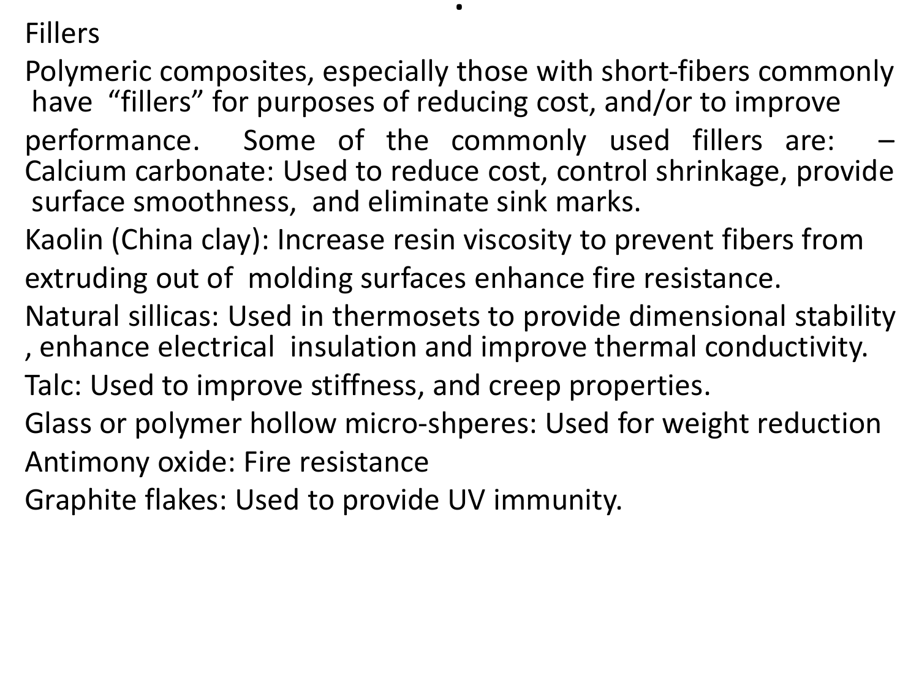Fillers

Polymeric composites, especially those with short-fibers commonly have "fillers" for purposes of reducing cost, and/or to improve performance. Some of the commonly used fillers are: – Calcium carbonate: Used to reduce cost, control shrinkage, provide surface smoothness, and eliminate sink marks.

Kaolin (China clay): Increase resin viscosity to prevent fibers from extruding out of molding surfaces enhance fire resistance.

Natural sillicas: Used in thermosets to provide dimensional stability , enhance electrical insulation and improve thermal conductivity.

Talc: Used to improve stiffness, and creep properties.

Glass or polymer hollow micro-shperes: Used for weight reduction

Antimony oxide: Fire resistance

Graphite flakes: Used to provide UV immunity.